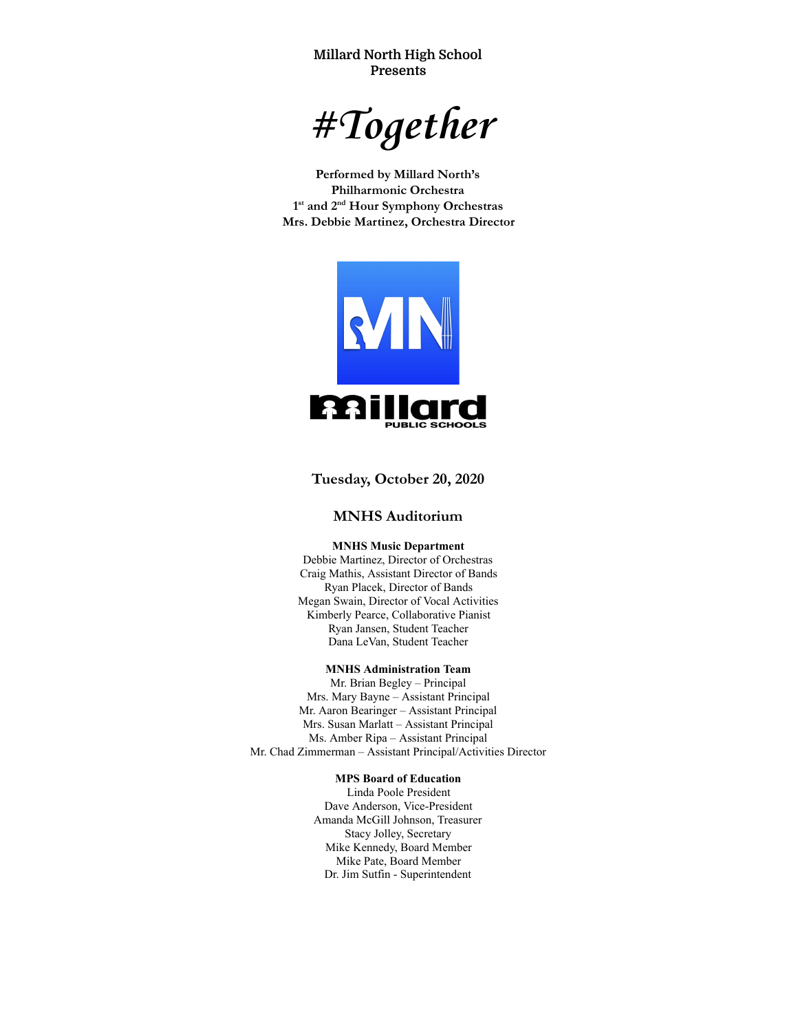**Millard North High School**
**Presents**

# *#Together*

**Performed by Millard North's**
**Philharmonic Orchestra**
**1st and 2nd Hour Symphony Orchestras**
**Mrs. Debbie Martinez, Orchestra Director**

**Tuesday, October 20, 2020**

## MNHS Auditorium

**MNHS Music Department**
Debbie Martinez, Director of Orchestras
Craig Mathis, Assistant Director of Bands
Ryan Placek, Director of Bands
Megan Swain, Director of Vocal Activities
Kimberly Pearce, Collaborative Pianist
Ryan Jansen, Student Teacher
Dana LeVan, Student Teacher

**MNHS Administration Team**
Mr. Brian Begley – Principal
Mrs. Mary Bayne – Assistant Principal
Mr. Aaron Bearinger – Assistant Principal
Mrs. Susan Marlatt – Assistant Principal
Ms. Amber Ripa – Assistant Principal
Mr. Chad Zimmerman – Assistant Principal/Activities Director

**MPS Board of Education**
Linda Poole President
Dave Anderson, Vice-President
Amanda McGill Johnson, Treasurer
Stacy Jolley, Secretary
Mike Kennedy, Board Member
Mike Pate, Board Member
Dr. Jim Sutfin - Superintendent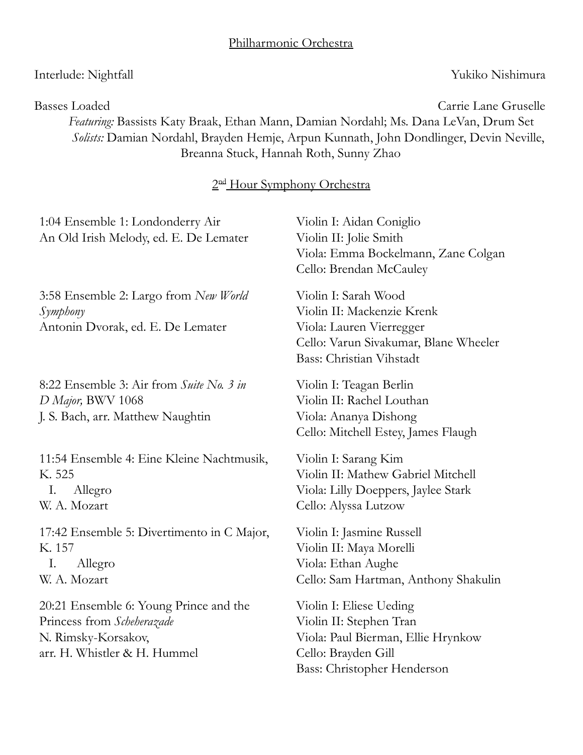## Philharmonic Orchestra

Interlude: Nightfall — Yukiko Nishimura

Basses Loaded — Carrie Lane Gruselle

*Featuring:* Bassists Katy Braak, Ethan Mann, Damian Nordahl; Ms. Dana LeVan, Drum Set
*Solists:* Damian Nordahl, Brayden Hemje, Arpun Kunnath, John Dondlinger, Devin Neville, Breanna Stuck, Hannah Roth, Sunny Zhao

## 2nd Hour Symphony Orchestra

| | |
|---|---|
| 1:04 Ensemble 1: Londonderry Air<br>An Old Irish Melody, ed. E. De Lemater | Violin I: Aidan Coniglio<br>Violin II: Jolie Smith<br>Viola: Emma Bockelmann, Zane Colgan<br>Cello: Brendan McCauley |
| 3:58 Ensemble 2: Largo from *New World Symphony*<br>Antonin Dvorak, ed. E. De Lemater | Violin I: Sarah Wood<br>Violin II: Mackenzie Krenk<br>Viola: Lauren Vierregger<br>Cello: Varun Sivakumar, Blane Wheeler<br>Bass: Christian Vihstadt |
| 8:22 Ensemble 3: Air from *Suite No. 3 in D Major,* BWV 1068<br>J. S. Bach, arr. Matthew Naughtin | Violin I: Teagan Berlin<br>Violin II: Rachel Louthan<br>Viola: Ananya Dishong<br>Cello: Mitchell Estey, James Flaugh |
| 11:54 Ensemble 4: Eine Kleine Nachtmusik, K. 525<br>I. Allegro<br>W. A. Mozart | Violin I: Sarang Kim<br>Violin II: Mathew Gabriel Mitchell<br>Viola: Lilly Doeppers, Jaylee Stark<br>Cello: Alyssa Lutzow |
| 17:42 Ensemble 5: Divertimento in C Major, K. 157<br>I. Allegro<br>W. A. Mozart | Violin I: Jasmine Russell<br>Violin II: Maya Morelli<br>Viola: Ethan Aughe<br>Cello: Sam Hartman, Anthony Shakulin |
| 20:21 Ensemble 6: Young Prince and the Princess from *Scheherazade*<br>N. Rimsky-Korsakov,<br>arr. H. Whistler & H. Hummel | Violin I: Eliese Ueding<br>Violin II: Stephen Tran<br>Viola: Paul Bierman, Ellie Hrynkow<br>Cello: Brayden Gill<br>Bass: Christopher Henderson |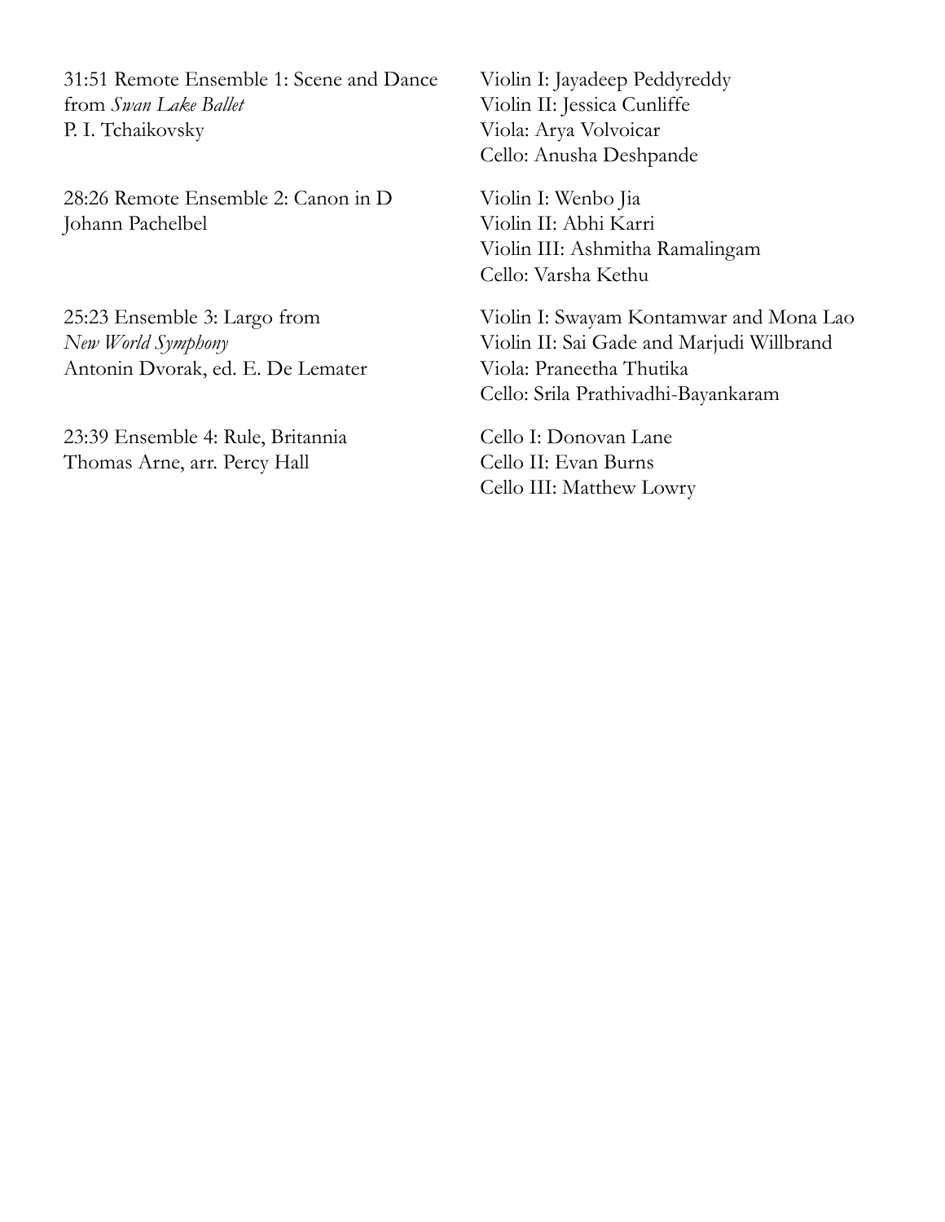31:51 Remote Ensemble 1: Scene and Dance from *Swan Lake Ballet*
P. I. Tchaikovsky

Violin I: Jayadeep Peddyreddy
Violin II: Jessica Cunliffe
Viola: Arya Volvoicar
Cello: Anusha Deshpande

28:26 Remote Ensemble 2: Canon in D
Johann Pachelbel

Violin I: Wenbo Jia
Violin II: Abhi Karri
Violin III: Ashmitha Ramalingam
Cello: Varsha Kethu

25:23 Ensemble 3: Largo from *New World Symphony*
Antonin Dvorak, ed. E. De Lemater

Violin I: Swayam Kontamwar and Mona Lao
Violin II: Sai Gade and Marjudi Willbrand
Viola: Praneetha Thutika
Cello: Srila Prathivadhi-Bayankaram

23:39 Ensemble 4: Rule, Britannia
Thomas Arne, arr. Percy Hall

Cello I: Donovan Lane
Cello II: Evan Burns
Cello III: Matthew Lowry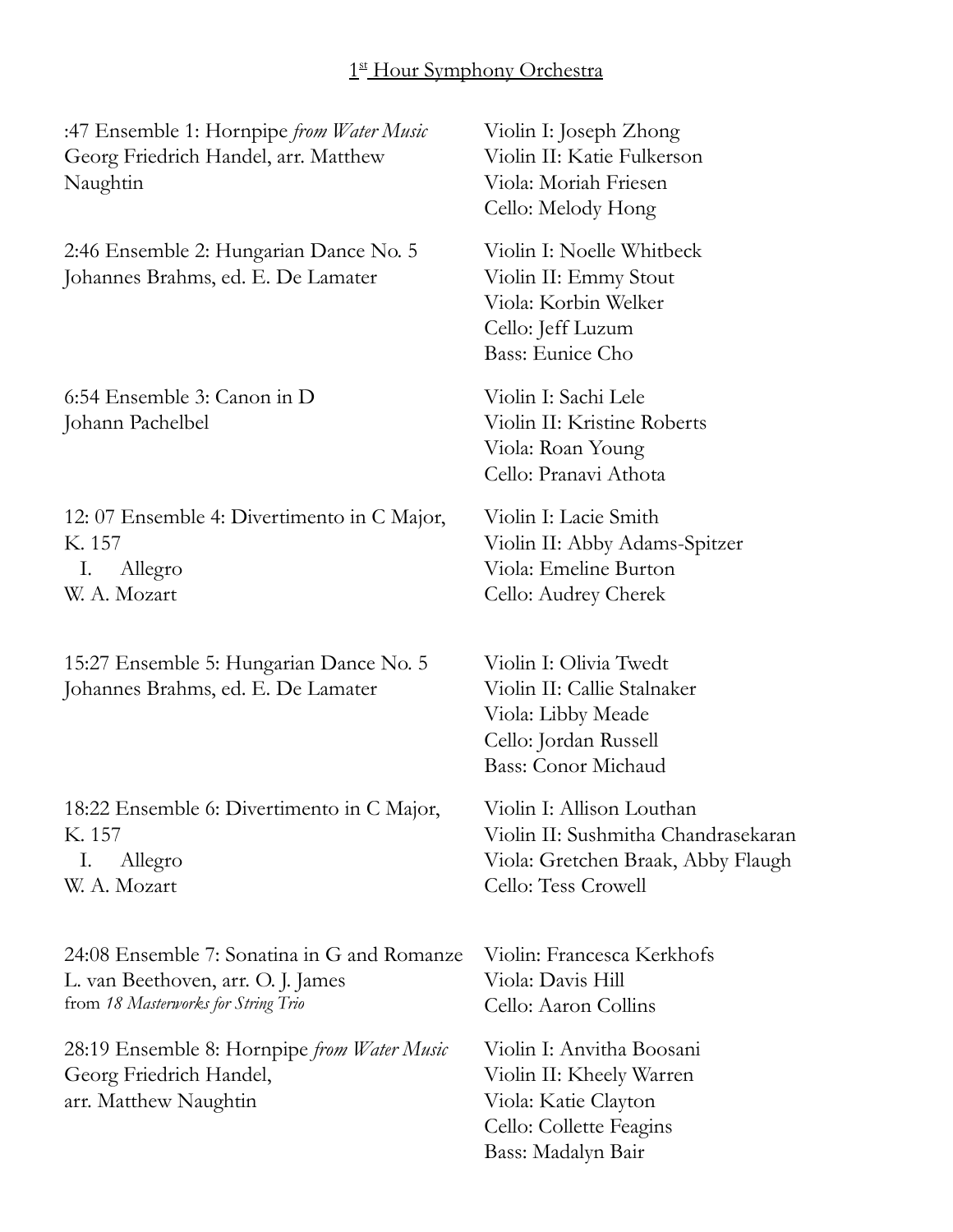## 1[st] Hour Symphony Orchestra

:47 Ensemble 1: Hornpipe *from Water Music*
Georg Friedrich Handel, arr. Matthew Naughtin

Violin I: Joseph Zhong
Violin II: Katie Fulkerson
Viola: Moriah Friesen
Cello: Melody Hong

2:46 Ensemble 2: Hungarian Dance No. 5
Johannes Brahms, ed. E. De Lamater

Violin I: Noelle Whitbeck
Violin II: Emmy Stout
Viola: Korbin Welker
Cello: Jeff Luzum
Bass: Eunice Cho

6:54 Ensemble 3: Canon in D
Johann Pachelbel

Violin I: Sachi Lele
Violin II: Kristine Roberts
Viola: Roan Young
Cello: Pranavi Athota

12: 07 Ensemble 4: Divertimento in C Major, K. 157
I. Allegro
W. A. Mozart

Violin I: Lacie Smith
Violin II: Abby Adams-Spitzer
Viola: Emeline Burton
Cello: Audrey Cherek

15:27 Ensemble 5: Hungarian Dance No. 5
Johannes Brahms, ed. E. De Lamater

Violin I: Olivia Twedt
Violin II: Callie Stalnaker
Viola: Libby Meade
Cello: Jordan Russell
Bass: Conor Michaud

18:22 Ensemble 6: Divertimento in C Major, K. 157
I. Allegro
W. A. Mozart

Violin I: Allison Louthan
Violin II: Sushmitha Chandrasekaran
Viola: Gretchen Braak, Abby Flaugh
Cello: Tess Crowell

24:08 Ensemble 7: Sonatina in G and Romanze
L. van Beethoven, arr. O. J. James
from *18 Masterworks for String Trio*

Violin: Francesca Kerkhofs
Viola: Davis Hill
Cello: Aaron Collins

28:19 Ensemble 8: Hornpipe *from Water Music*
Georg Friedrich Handel,
arr. Matthew Naughtin

Violin I: Anvitha Boosani
Violin II: Kheely Warren
Viola: Katie Clayton
Cello: Collette Feagins
Bass: Madalyn Bair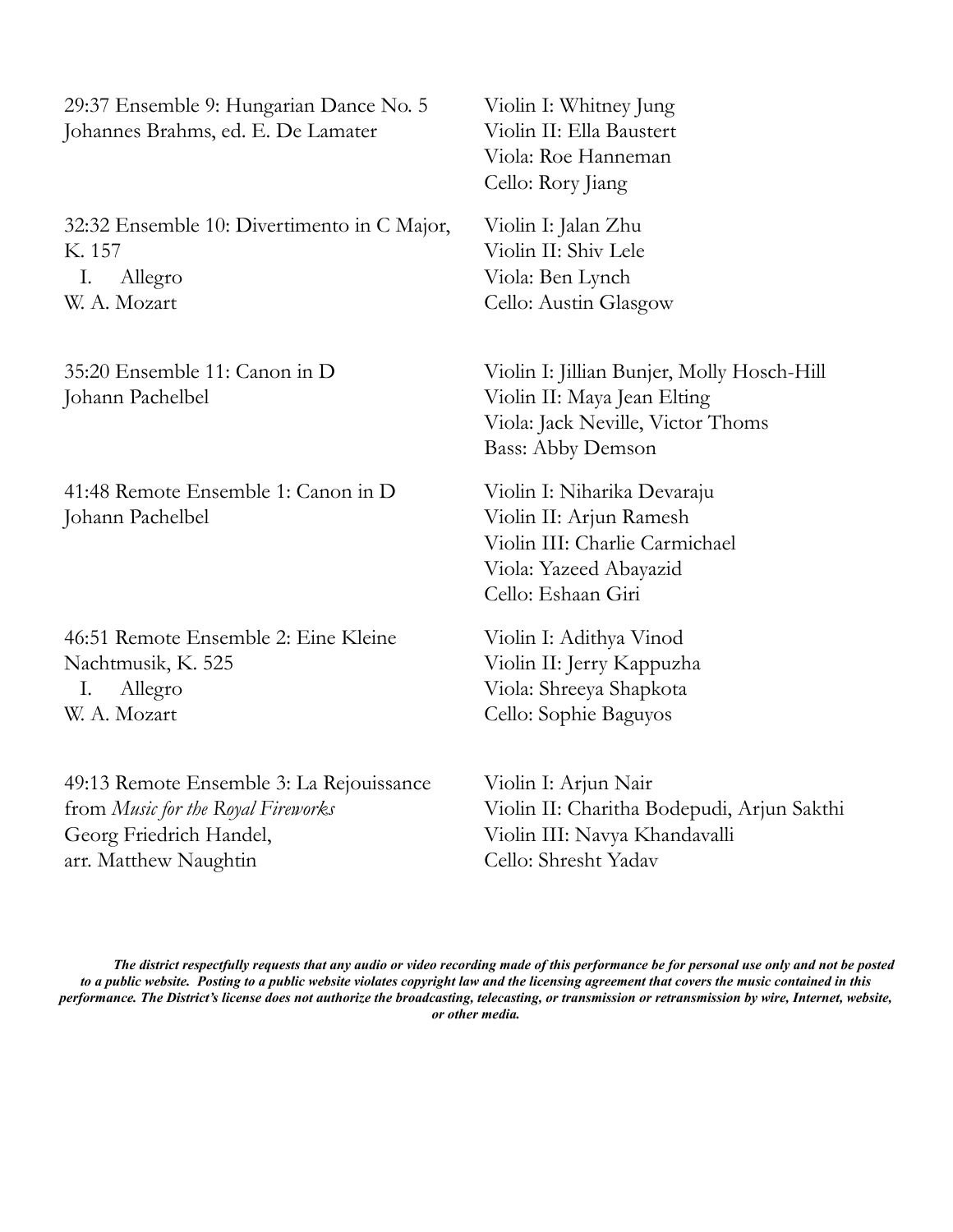29:37 Ensemble 9: Hungarian Dance No. 5
Johannes Brahms, ed. E. De Lamater

Violin I: Whitney Jung
Violin II: Ella Baustert
Viola: Roe Hanneman
Cello: Rory Jiang

32:32 Ensemble 10: Divertimento in C Major, K. 157
  I. Allegro
W. A. Mozart

Violin I: Jalan Zhu
Violin II: Shiv Lele
Viola: Ben Lynch
Cello: Austin Glasgow

35:20 Ensemble 11: Canon in D
Johann Pachelbel

Violin I: Jillian Bunjer, Molly Hosch-Hill
Violin II: Maya Jean Elting
Viola: Jack Neville, Victor Thoms
Bass: Abby Demson

41:48 Remote Ensemble 1: Canon in D
Johann Pachelbel

Violin I: Niharika Devaraju
Violin II: Arjun Ramesh
Violin III: Charlie Carmichael
Viola: Yazeed Abayazid
Cello: Eshaan Giri

46:51 Remote Ensemble 2: Eine Kleine Nachtmusik, K. 525
  I. Allegro
W. A. Mozart

Violin I: Adithya Vinod
Violin II: Jerry Kappuzha
Viola: Shreeya Shapkota
Cello: Sophie Baguyos

49:13 Remote Ensemble 3: La Rejouissance from *Music for the Royal Fireworks*
Georg Friedrich Handel,
arr. Matthew Naughtin

Violin I: Arjun Nair
Violin II: Charitha Bodepudi, Arjun Sakthi
Violin III: Navya Khandavalli
Cello: Shresht Yadav

***The district respectfully requests that any audio or video recording made of this performance be for personal use only and not be posted to a public website. Posting to a public website violates copyright law and the licensing agreement that covers the music contained in this performance. The District's license does not authorize the broadcasting, telecasting, or transmission or retransmission by wire, Internet, website, or other media.***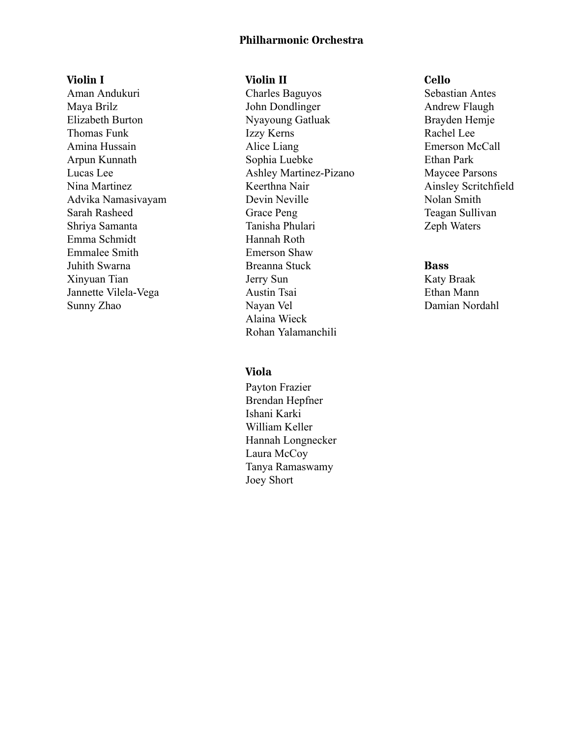# Philharmonic Orchestra

## Violin I

Aman Andukuri
Maya Brilz
Elizabeth Burton
Thomas Funk
Amina Hussain
Arpun Kunnath
Lucas Lee
Nina Martinez
Advika Namasivayam
Sarah Rasheed
Shriya Samanta
Emma Schmidt
Emmalee Smith
Juhith Swarna
Xinyuan Tian
Jannette Vilela-Vega
Sunny Zhao

## Violin II

Charles Baguyos
John Dondlinger
Nyayoung Gatluak
Izzy Kerns
Alice Liang
Sophia Luebke
Ashley Martinez-Pizano
Keerthna Nair
Devin Neville
Grace Peng
Tanisha Phulari
Hannah Roth
Emerson Shaw
Breanna Stuck
Jerry Sun
Austin Tsai
Nayan Vel
Alaina Wieck
Rohan Yalamanchili

## Viola

Payton Frazier
Brendan Hepfner
Ishani Karki
William Keller
Hannah Longnecker
Laura McCoy
Tanya Ramaswamy
Joey Short

## Cello

Sebastian Antes
Andrew Flaugh
Brayden Hemje
Rachel Lee
Emerson McCall
Ethan Park
Maycee Parsons
Ainsley Scritchfield
Nolan Smith
Teagan Sullivan
Zeph Waters

## Bass

Katy Braak
Ethan Mann
Damian Nordahl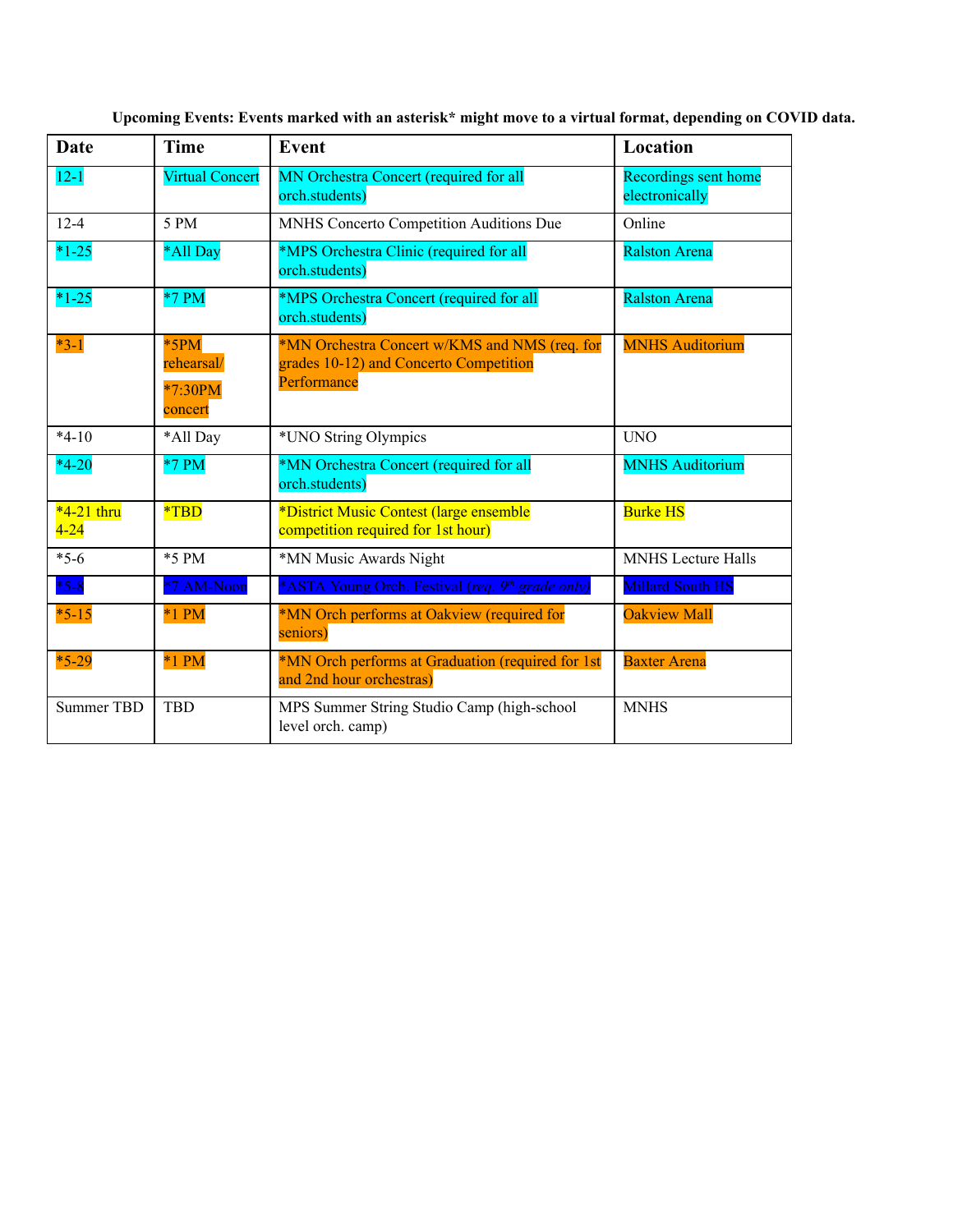**Upcoming Events: Events marked with an asterisk* might move to a virtual format, depending on COVID data.**

| Date | Time | Event | Location |
|---|---|---|---|
| 12-1 | Virtual Concert | MN Orchestra Concert (required for all orch.students) | Recordings sent home electronically |
| 12-4 | 5 PM | MNHS Concerto Competition Auditions Due | Online |
| *1-25 | *All Day | *MPS Orchestra Clinic (required for all orch.students) | Ralston Arena |
| *1-25 | *7 PM | *MPS Orchestra Concert (required for all orch.students) | Ralston Arena |
| *3-1 | *5PM rehearsal/ *7:30PM concert | *MN Orchestra Concert w/KMS and NMS (req. for grades 10-12) and Concerto Competition Performance | MNHS Auditorium |
| *4-10 | *All Day | *UNO String Olympics | UNO |
| *4-20 | *7 PM | *MN Orchestra Concert (required for all orch.students) | MNHS Auditorium |
| *4-21 thru 4-24 | *TBD | *District Music Contest (large ensemble competition required for 1st hour) | Burke HS |
| *5-6 | *5 PM | *MN Music Awards Night | MNHS Lecture Halls |
| *5-8 | *7 AM-Noon | *ASTA Young Orch. Festival *(req. 9th grade only)* | Millard South HS |
| *5-15 | *1 PM | *MN Orch performs at Oakview (required for seniors) | Oakview Mall |
| *5-29 | *1 PM | *MN Orch performs at Graduation (required for 1st and 2nd hour orchestras) | Baxter Arena |
| Summer TBD | TBD | MPS Summer String Studio Camp (high-school level orch. camp) | MNHS |